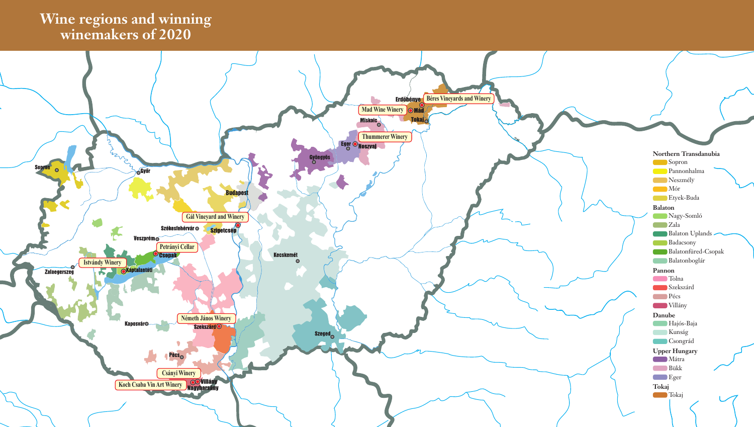# Wine regions and winning winemakers of 2020

Sopron
Győr
Budapest
Gál Vineyard and Winery
Székesfehérvár
Szigetcsép
Veszprém
Petrányi Cellar
Csopak
Istvándy Winery
Zalaegerszeg
Káptalantóti
Kecskemét
Németh János Winery
Szekszárd
Kaposvár
Pécs
Csányi Winery
Koch Csaba Vin Art Winery
Villány
Nagyharsány
Szeged
Gyöngyös
Eger
Noszvaj
Thummerer Winery
Miskolc
Mad Wine Winery
Mád
Erdőbénye
Béres Vineyards and Winery
Tokaj

**Northern Transdanubia**
- Sopron
- Pannonhalma
- Neszmély
- Mór
- Etyek-Buda

**Balaton**
- Nagy-Somló
- Zala
- Balaton Uplands
- Badacsony
- Balatonfüred-Csopak
- Balatonboglár

**Pannon**
- Tolna
- Szekszárd
- Pécs
- Villány

**Danube**
- Hajós-Baja
- Kunság
- Csongrád

**Upper Hungary**
- Mátra
- Bükk
- Eger

**Tokaj**
- Tokaj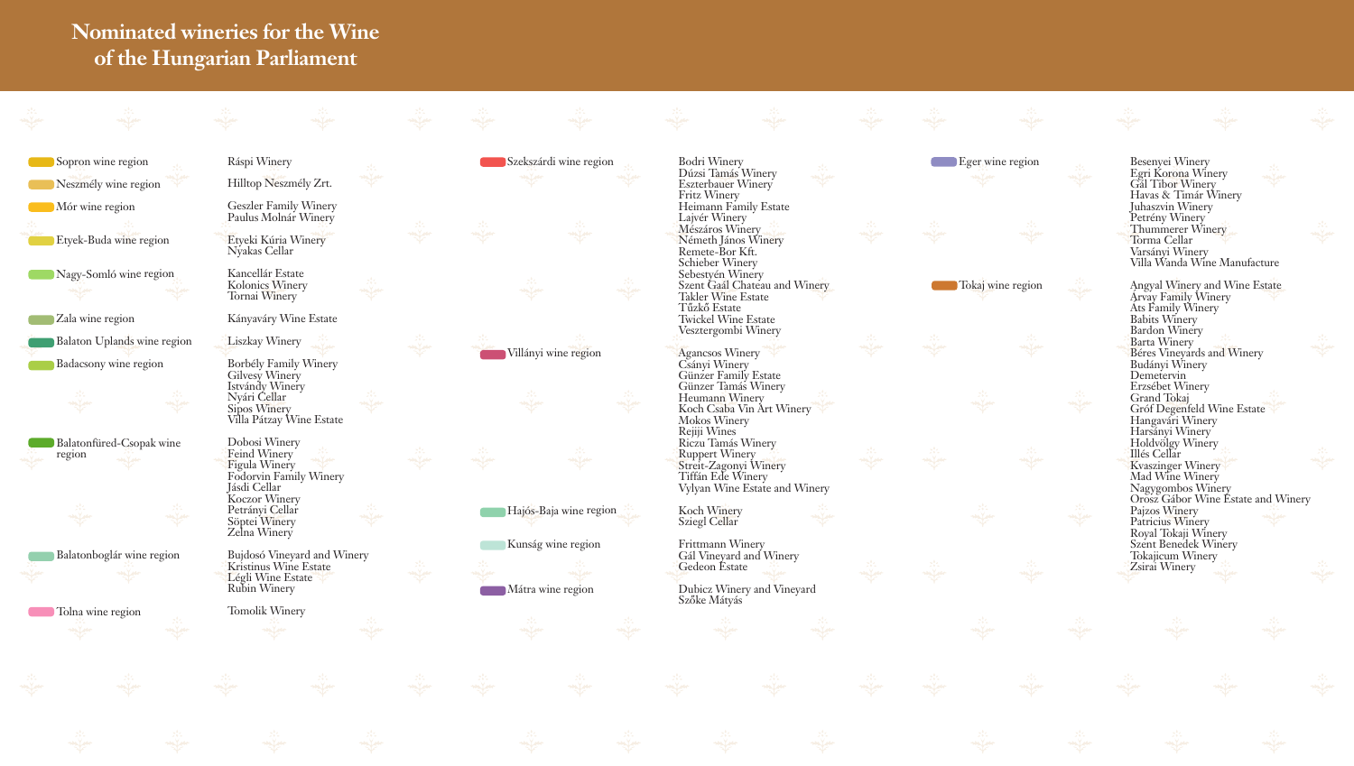# Nominated wineries for the Wine of the Hungarian Parliament

| Wine region | Wineries |
|---|---|
| Sopron wine region | Ráspi Winery |
| Neszmély wine region | Hilltop Neszmély Zrt. |
| Mór wine region | Geszler Family Winery<br>Paulus Molnár Winery |
| Etyek-Buda wine region | Etyeki Kúria Winery<br>Nyakas Cellar |
| Nagy-Somló wine region | Kancellár Estate<br>Kolonics Winery<br>Tornai Winery |
| Zala wine region | Kányaváry Wine Estate |
| Balaton Uplands wine region | Liszkay Winery |
| Badacsony wine region | Borbély Family Winery<br>Gilvesy Winery<br>Istvándy Winery<br>Nyári Cellar<br>Sipos Winery<br>Villa Pátzay Wine Estate |
| Balatonfüred-Csopak wine region | Dobosi Winery<br>Feind Winery<br>Figula Winery<br>Fodorvin Family Winery<br>Jásdi Cellar<br>Koczor Winery<br>Petrányi Cellar<br>Söptei Winery<br>Zelna Winery |
| Balatonboglár wine region | Bujdosó Vineyard and Winery<br>Kristinus Wine Estate<br>Légli Wine Estate<br>Rubin Winery |
| Tolna wine region | Tomolik Winery |
| Szekszárdi wine region | Bodri Winery<br>Dúzsi Tamás Winery<br>Eszterbauer Winery<br>Fritz Winery<br>Heimann Family Estate<br>Lajvér Winery<br>Mészáros Winery<br>Németh János Winery<br>Remete-Bor Kft.<br>Schieber Winery<br>Sebestyén Winery<br>Szent Gaál Chateau and Winery<br>Takler Wine Estate<br>Tűzkő Estate<br>Twickel Wine Estate<br>Vesztergombi Winery |
| Villányi wine region | Agancsos Winery<br>Csányi Winery<br>Günzer Family Estate<br>Günzer Tamás Winery<br>Heumann Winery<br>Koch Csaba Vin Art Winery<br>Mokos Winery<br>Rejiji Wines<br>Riczu Tamás Winery<br>Ruppert Winery<br>Streit-Zagonyi Winery<br>Tiffán Ede Winery<br>Vylyan Wine Estate and Winery |
| Hajós-Baja wine region | Koch Winery<br>Sziegl Cellar |
| Kunság wine region | Frittmann Winery<br>Gál Vineyard and Winery<br>Gedeon Estate |
| Mátra wine region | Dubicz Winery and Vineyard<br>Szőke Mátyás |
| Eger wine region | Besenyei Winery<br>Egri Korona Winery<br>Gál Tibor Winery<br>Havas & Timár Winery<br>Juhaszvin Winery<br>Petrény Winery<br>Thummerer Winery<br>Torma Cellar<br>Varsányi Winery<br>Villa Wanda Wine Manufacture |
| Tokaj wine region | Angyal Winery and Wine Estate<br>Árvay Family Winery<br>Ats Family Winery<br>Babits Winery<br>Bardon Winery<br>Barta Winery<br>Béres Vineyards and Winery<br>Budányi Winery<br>Demetervin<br>Erzsébet Winery<br>Grand Tokaj<br>Gróf Degenfeld Wine Estate<br>Hangavári Winery<br>Harsányi Winery<br>Holdvölgy Winery<br>Illés Cellar<br>Kvaszinger Winery<br>Mad Wine Winery<br>Nagygombos Winery<br>Orosz Gábor Wine Estate and Winery<br>Pajzos Winery<br>Patricius Winery<br>Royal Tokaji Winery<br>Szent Benedek Winery<br>Tokajicum Winery<br>Zsirai Winery |